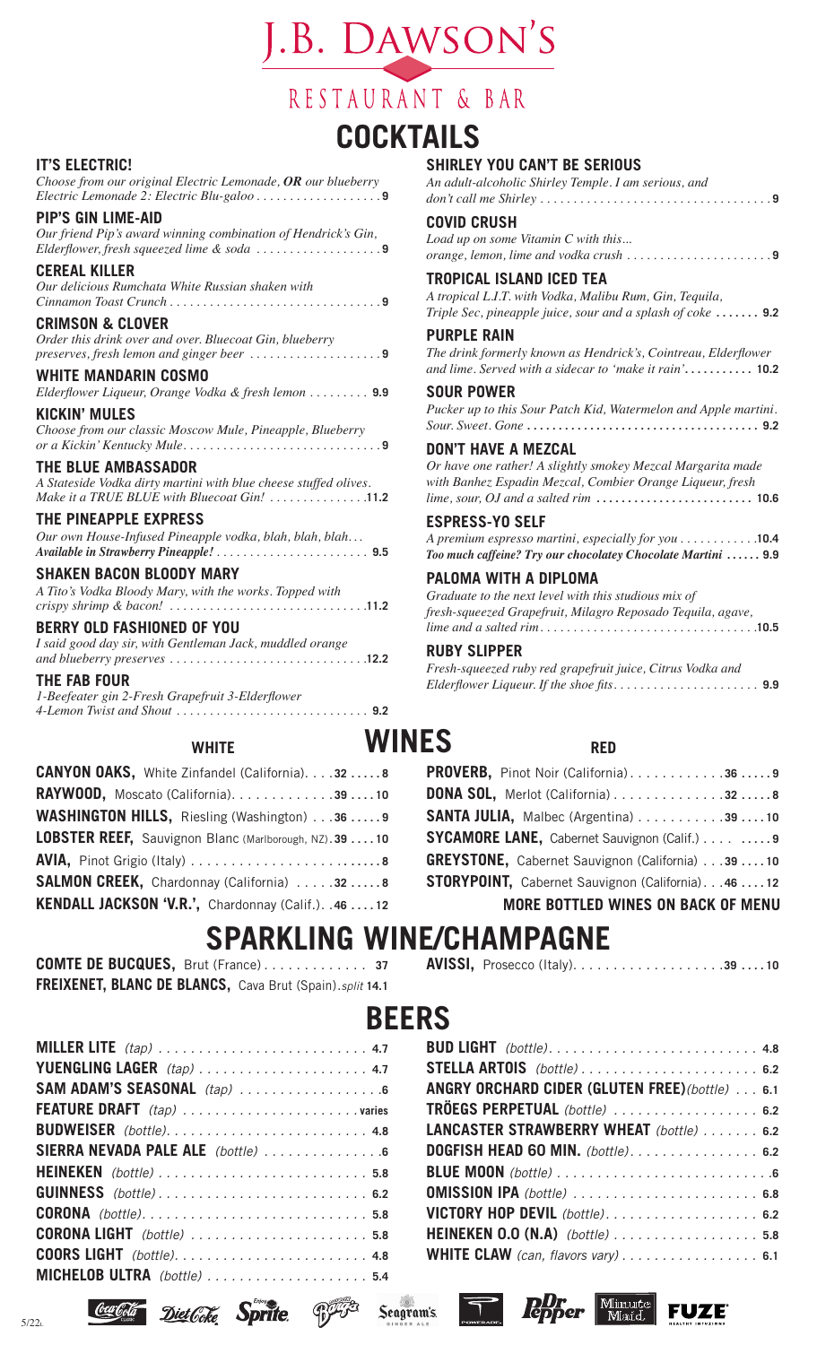# J.B. DAWSON'S

## RESTAURANT & BAR

# COCKTAILS

### IT'S ELECTRIC!
*Choose from our original Electric Lemonade, **OR** our blueberry Electric Lemonade 2: Electric Blu-galoo* . . . . . . . . . . . . . . . . . . **9**

### PIP'S GIN LIME-AID
*Our friend Pip's award winning combination of Hendrick's Gin, Elderflower, fresh squeezed lime & soda* . . . . . . . . . . . . . . . . . **9**

### CEREAL KILLER
*Our delicious Rumchata White Russian shaken with Cinnamon Toast Crunch* . . . . . . . . . . . . . . . . . . . . . . . . . . . . . . . **9**

### CRIMSON & CLOVER
*Order this drink over and over. Bluecoat Gin, blueberry preserves, fresh lemon and ginger beer* . . . . . . . . . . . . . . . . . . . **9**

### WHITE MANDARIN COSMO
*Elderflower Liqueur, Orange Vodka & fresh lemon* . . . . . . . . . **9.9**

### KICKIN' MULES
*Choose from our classic Moscow Mule, Pineapple, Blueberry or a Kickin' Kentucky Mule*. . . . . . . . . . . . . . . . . . . . . . . . . . . . . **9**

### THE BLUE AMBASSADOR
*A Stateside Vodka dirty martini with blue cheese stuffed olives. Make it a TRUE BLUE with Bluecoat Gin!* . . . . . . . . . . . . . . **11.2**

### THE PINEAPPLE EXPRESS
*Our own House-Infused Pineapple vodka, blah, blah, blah…*
***Available in Strawberry Pineapple!*** . . . . . . . . . . . . . . . . . . . . . . **9.5**

### SHAKEN BACON BLOODY MARY
*A Tito's Vodka Bloody Mary, with the works. Topped with crispy shrimp & bacon!* . . . . . . . . . . . . . . . . . . . . . . . . . . . . . **11.2**

### BERRY OLD FASHIONED OF YOU
*I said good day sir, with Gentleman Jack, muddled orange and blueberry preserves* . . . . . . . . . . . . . . . . . . . . . . . . . . . . . **12.2**

### THE FAB FOUR
*1-Beefeater gin 2-Fresh Grapefruit 3-Elderflower 4-Lemon Twist and Shout* . . . . . . . . . . . . . . . . . . . . . . . . . . . . **9.2**

### SHIRLEY YOU CAN'T BE SERIOUS
*An adult-alcoholic Shirley Temple. I am serious, and don't call me Shirley* . . . . . . . . . . . . . . . . . . . . . . . . . . . . . . . . . . **9**

### COVID CRUSH
*Load up on some Vitamin C with this… orange, lemon, lime and vodka crush* . . . . . . . . . . . . . . . . . . . . . **9**

### TROPICAL ISLAND ICED TEA
*A tropical L.I.T. with Vodka, Malibu Rum, Gin, Tequila, Triple Sec, pineapple juice, sour and a splash of coke* . . . . . . . **9.2**

### PURPLE RAIN
*The drink formerly known as Hendrick's, Cointreau, Elderflower and lime. Served with a sidecar to 'make it rain'*. . . . . . . . . . . **10.2**

### SOUR POWER
*Pucker up to this Sour Patch Kid, Watermelon and Apple martini. Sour. Sweet. Gone* . . . . . . . . . . . . . . . . . . . . . . . . . . . . . . . . . . . . . **9.2**

### DON'T HAVE A MEZCAL
*Or have one rather! A slightly smokey Mezcal Margarita made with Banhez Espadin Mezcal, Combier Orange Liqueur, fresh lime, sour, OJ and a salted rim* . . . . . . . . . . . . . . . . . . . . . . . . . **10.6**

### ESPRESS-YO SELF
*A premium espresso martini, especially for you* . . . . . . . . . . . .**10.4**
***Too much caffeine? Try our chocolatey Chocolate Martini*** . . . . . . **9.9**

### PALOMA WITH A DIPLOMA
*Graduate to the next level with this studious mix of fresh-squeezed Grapefruit, Milagro Reposado Tequila, agave, lime and a salted rim*. . . . . . . . . . . . . . . . . . . . . . . . . . . . . . . .**10.5**

### RUBY SLIPPER
*Fresh-squeezed ruby red grapefruit juice, Citrus Vodka and Elderflower Liqueur. If the shoe fits*. . . . . . . . . . . . . . . . . . . . . . **9.9**

# WINES

### WHITE

| Wine | Bottle | Glass |
|---|---|---|
| **CANYON OAKS,** White Zinfandel (California) | 32 | 8 |
| **RAYWOOD,** Moscato (California) | 39 | 10 |
| **WASHINGTON HILLS,** Riesling (Washington) | 36 | 9 |
| **LOBSTER REEF,** Sauvignon Blanc (Marlborough, NZ) | 39 | 10 |
| **AVIA,** Pinot Grigio (Italy) | | 8 |
| **SALMON CREEK,** Chardonnay (California) | 32 | 8 |
| **KENDALL JACKSON 'V.R.',** Chardonnay (Calif.) | 46 | 12 |

### RED

| Wine | Bottle | Glass |
|---|---|---|
| **PROVERB,** Pinot Noir (California) | 36 | 9 |
| **DONA SOL,** Merlot (California) | 32 | 8 |
| **SANTA JULIA,** Malbec (Argentina) | 39 | 10 |
| **SYCAMORE LANE,** Cabernet Sauvignon (Calif.) | | 9 |
| **GREYSTONE,** Cabernet Sauvignon (California) | 39 | 10 |
| **STORYPOINT,** Cabernet Sauvignon (California) | 46 | 12 |

**MORE BOTTLED WINES ON BACK OF MENU**

# SPARKLING WINE/CHAMPAGNE

| Wine | Bottle | Glass |
|---|---|---|
| **COMTE DE BUCQUES,** Brut (France) | 37 | |
| **FREIXENET, BLANC DE BLANCS,** Cava Brut (Spain) | | *split* 14.1 |
| **AVISSI,** Prosecco (Italy) | 39 | 10 |

# BEERS

| Beer | Price |
|---|---|
| **MILLER LITE** *(tap)* | 4.7 |
| **YUENGLING LAGER** *(tap)* | 4.7 |
| **SAM ADAM'S SEASONAL** *(tap)* | 6 |
| **FEATURE DRAFT** *(tap)* | varies |
| **BUDWEISER** *(bottle)* | 4.8 |
| **SIERRA NEVADA PALE ALE** *(bottle)* | 6 |
| **HEINEKEN** *(bottle)* | 5.8 |
| **GUINNESS** *(bottle)* | 6.2 |
| **CORONA** *(bottle)* | 5.8 |
| **CORONA LIGHT** *(bottle)* | 5.8 |
| **COORS LIGHT** *(bottle)* | 4.8 |
| **MICHELOB ULTRA** *(bottle)* | 5.4 |
| **BUD LIGHT** *(bottle)* | 4.8 |
| **STELLA ARTOIS** *(bottle)* | 6.2 |
| **ANGRY ORCHARD CIDER (GLUTEN FREE)** *(bottle)* | 6.1 |
| **TRÖEGS PERPETUAL** *(bottle)* | 6.2 |
| **LANCASTER STRAWBERRY WHEAT** *(bottle)* | 6.2 |
| **DOGFISH HEAD 60 MIN.** *(bottle)* | 6.2 |
| **BLUE MOON** *(bottle)* | 6 |
| **OMISSION IPA** *(bottle)* | 6.8 |
| **VICTORY HOP DEVIL** *(bottle)* | 6.2 |
| **HEINEKEN 0.0 (N.A)** *(bottle)* | 5.8 |
| **WHITE CLAW** *(can, flavors vary)* | 6.1 |

Coca-Cola · Diet Coke · Sprite · Barq's · Seagram's Ginger Ale · Powerade · Dr Pepper · Minute Maid · FUZE

5/22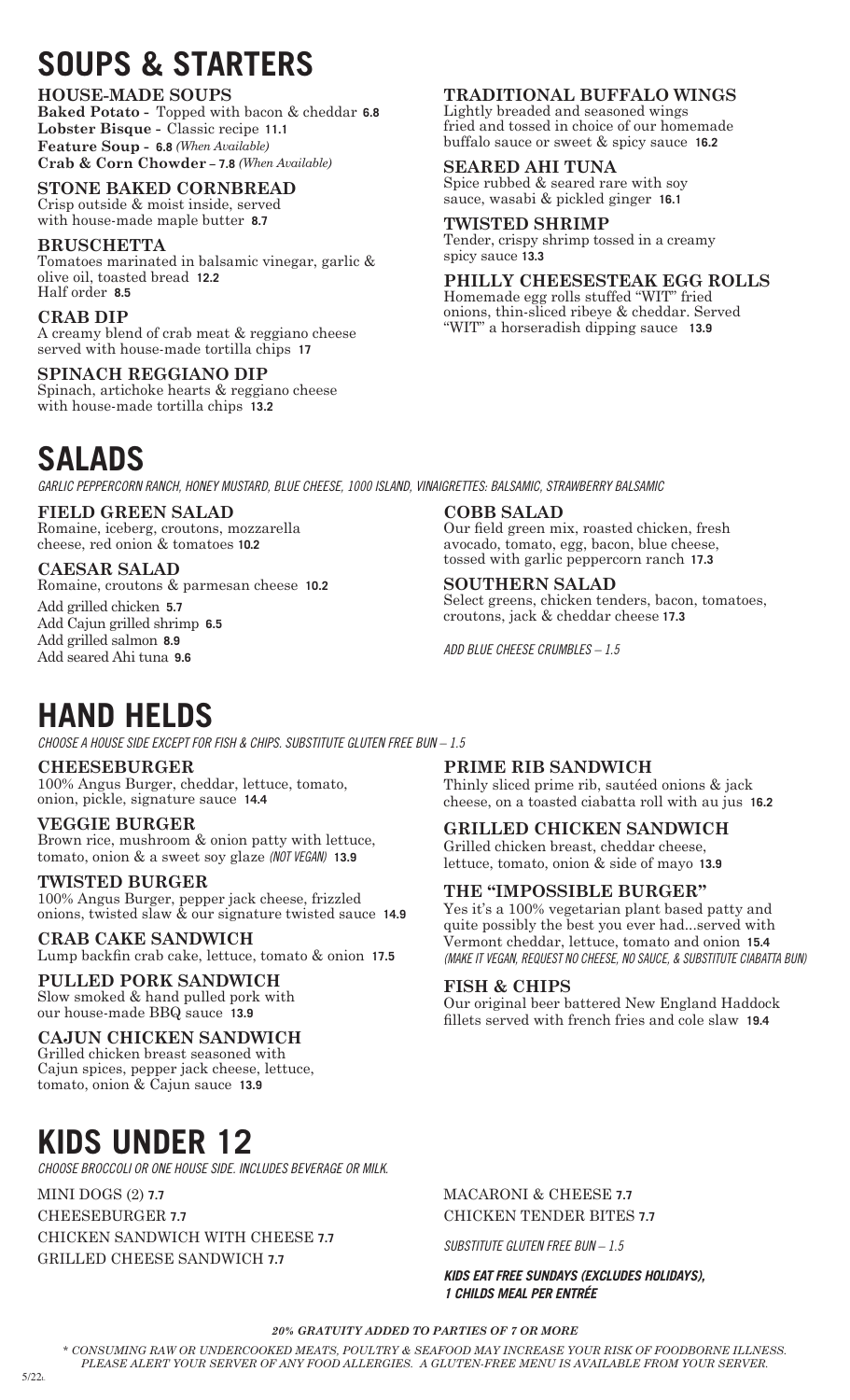# SOUPS & STARTERS

### HOUSE-MADE SOUPS

**Baked Potato -** Topped with bacon & cheddar **6.8**
**Lobster Bisque -** Classic recipe **11.1**
**Feature Soup - 6.8** *(When Available)*
**Crab & Corn Chowder – 7.8** *(When Available)*

### STONE BAKED CORNBREAD

Crisp outside & moist inside, served with house-made maple butter **8.7**

### BRUSCHETTA

Tomatoes marinated in balsamic vinegar, garlic & olive oil, toasted bread **12.2**
Half order **8.5**

### CRAB DIP

A creamy blend of crab meat & reggiano cheese served with house-made tortilla chips **17**

### SPINACH REGGIANO DIP

Spinach, artichoke hearts & reggiano cheese with house-made tortilla chips **13.2**

### TRADITIONAL BUFFALO WINGS

Lightly breaded and seasoned wings fried and tossed in choice of our homemade buffalo sauce or sweet & spicy sauce **16.2**

### SEARED AHI TUNA

Spice rubbed & seared rare with soy sauce, wasabi & pickled ginger **16.1**

### TWISTED SHRIMP

Tender, crispy shrimp tossed in a creamy spicy sauce **13.3**

### PHILLY CHEESESTEAK EGG ROLLS

Homemade egg rolls stuffed "WIT" fried onions, thin-sliced ribeye & cheddar. Served "WIT" a horseradish dipping sauce **13.9**

# SALADS

*GARLIC PEPPERCORN RANCH, HONEY MUSTARD, BLUE CHEESE, 1000 ISLAND, VINAIGRETTES: BALSAMIC, STRAWBERRY BALSAMIC*

### FIELD GREEN SALAD

Romaine, iceberg, croutons, mozzarella cheese, red onion & tomatoes **10.2**

### CAESAR SALAD

Romaine, croutons & parmesan cheese **10.2**

Add grilled chicken **5.7**
Add Cajun grilled shrimp **6.5**
Add grilled salmon **8.9**
Add seared Ahi tuna **9.6**

### COBB SALAD

Our field green mix, roasted chicken, fresh avocado, tomato, egg, bacon, blue cheese, tossed with garlic peppercorn ranch **17.3**

### SOUTHERN SALAD

Select greens, chicken tenders, bacon, tomatoes, croutons, jack & cheddar cheese **17.3**

*ADD BLUE CHEESE CRUMBLES – 1.5*

# HAND HELDS

*CHOOSE A HOUSE SIDE EXCEPT FOR FISH & CHIPS. SUBSTITUTE GLUTEN FREE BUN – 1.5*

### CHEESEBURGER

100% Angus Burger, cheddar, lettuce, tomato, onion, pickle, signature sauce **14.4**

### VEGGIE BURGER

Brown rice, mushroom & onion patty with lettuce, tomato, onion & a sweet soy glaze *(NOT VEGAN)* **13.9**

### TWISTED BURGER

100% Angus Burger, pepper jack cheese, frizzled onions, twisted slaw & our signature twisted sauce **14.9**

### CRAB CAKE SANDWICH

Lump backfin crab cake, lettuce, tomato & onion **17.5**

### PULLED PORK SANDWICH

Slow smoked & hand pulled pork with our house-made BBQ sauce **13.9**

### CAJUN CHICKEN SANDWICH

Grilled chicken breast seasoned with Cajun spices, pepper jack cheese, lettuce, tomato, onion & Cajun sauce **13.9**

### PRIME RIB SANDWICH

Thinly sliced prime rib, sautéed onions & jack cheese, on a toasted ciabatta roll with au jus **16.2**

### GRILLED CHICKEN SANDWICH

Grilled chicken breast, cheddar cheese, lettuce, tomato, onion & side of mayo **13.9**

### THE "IMPOSSIBLE BURGER"

Yes it's a 100% vegetarian plant based patty and quite possibly the best you ever had...served with Vermont cheddar, lettuce, tomato and onion **15.4**
*(MAKE IT VEGAN, REQUEST NO CHEESE, NO SAUCE, & SUBSTITUTE CIABATTA BUN)*

### FISH & CHIPS

Our original beer battered New England Haddock fillets served with french fries and cole slaw **19.4**

# KIDS UNDER 12

*CHOOSE BROCCOLI OR ONE HOUSE SIDE. INCLUDES BEVERAGE OR MILK.*

MINI DOGS (2) **7.7**
CHEESEBURGER **7.7**
CHICKEN SANDWICH WITH CHEESE **7.7**
GRILLED CHEESE SANDWICH **7.7**
MACARONI & CHEESE **7.7**
CHICKEN TENDER BITES **7.7**

*SUBSTITUTE GLUTEN FREE BUN – 1.5*

***KIDS EAT FREE SUNDAYS (EXCLUDES HOLIDAYS), 1 CHILDS MEAL PER ENTRÉE***

***20% GRATUITY ADDED TO PARTIES OF 7 OR MORE***

*\* CONSUMING RAW OR UNDERCOOKED MEATS, POULTRY & SEAFOOD MAY INCREASE YOUR RISK OF FOODBORNE ILLNESS. PLEASE ALERT YOUR SERVER OF ANY FOOD ALLERGIES. A GLUTEN-FREE MENU IS AVAILABLE FROM YOUR SERVER.*

5/22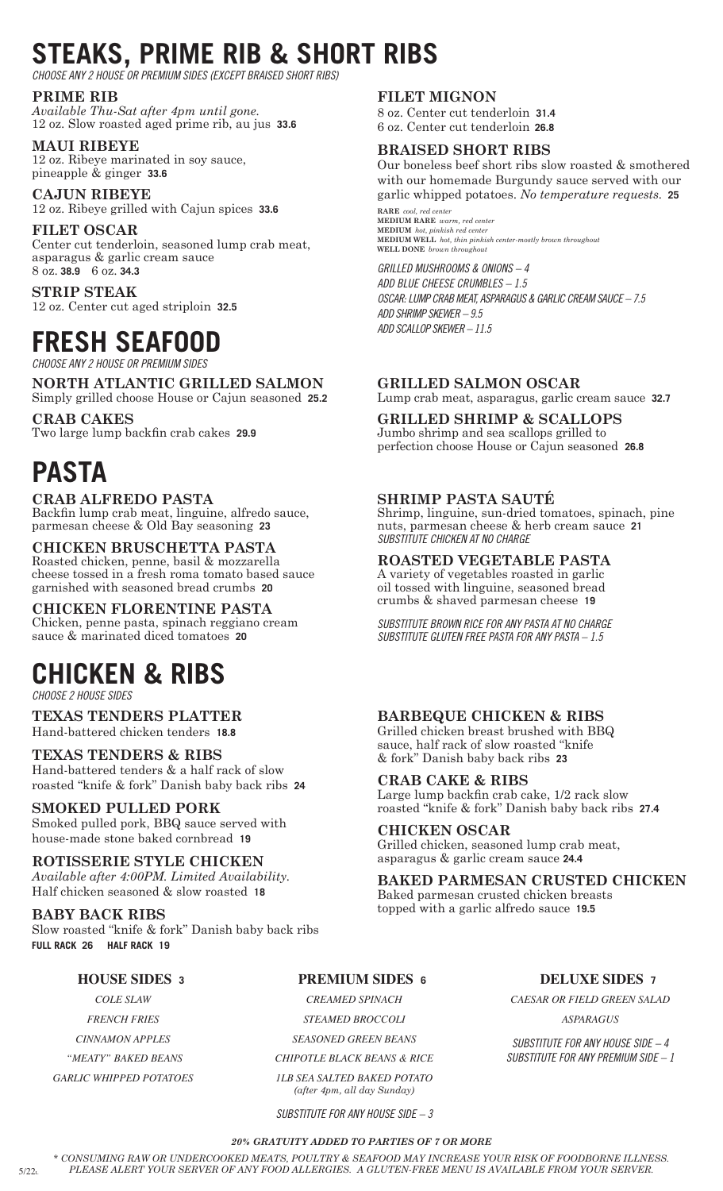# STEAKS, PRIME RIB & SHORT RIBS

*CHOOSE ANY 2 HOUSE OR PREMIUM SIDES (EXCEPT BRAISED SHORT RIBS)*

### PRIME RIB
*Available Thu-Sat after 4pm until gone.*
12 oz. Slow roasted aged prime rib, au jus **33.6**

### MAUI RIBEYE
12 oz. Ribeye marinated in soy sauce, pineapple & ginger **33.6**

### CAJUN RIBEYE
12 oz. Ribeye grilled with Cajun spices **33.6**

### FILET OSCAR
Center cut tenderloin, seasoned lump crab meat, asparagus & garlic cream sauce
8 oz. **38.9** 6 oz. **34.3**

### STRIP STEAK
12 oz. Center cut aged striploin **32.5**

### FILET MIGNON
8 oz. Center cut tenderloin **31.4**
6 oz. Center cut tenderloin **26.8**

### BRAISED SHORT RIBS
Our boneless beef short ribs slow roasted & smothered with our homemade Burgundy sauce served with our garlic whipped potatoes. *No temperature requests.* **25**

**RARE** *cool, red center*
**MEDIUM RARE** *warm, red center*
**MEDIUM** *hot, pinkish red center*
**MEDIUM WELL** *hot, thin pinkish center-mostly brown throughout*
**WELL DONE** *brown throughout*

*GRILLED MUSHROOMS & ONIONS – 4*
*ADD BLUE CHEESE CRUMBLES – 1.5*
*OSCAR: LUMP CRAB MEAT, ASPARAGUS & GARLIC CREAM SAUCE – 7.5*
*ADD SHRIMP SKEWER – 9.5*
*ADD SCALLOP SKEWER – 11.5*

# FRESH SEAFOOD

*CHOOSE ANY 2 HOUSE OR PREMIUM SIDES*

### NORTH ATLANTIC GRILLED SALMON
Simply grilled choose House or Cajun seasoned **25.2**

### CRAB CAKES
Two large lump backfin crab cakes **29.9**

### GRILLED SALMON OSCAR
Lump crab meat, asparagus, garlic cream sauce **32.7**

### GRILLED SHRIMP & SCALLOPS
Jumbo shrimp and sea scallops grilled to perfection choose House or Cajun seasoned **26.8**

# PASTA

### CRAB ALFREDO PASTA
Backfin lump crab meat, linguine, alfredo sauce, parmesan cheese & Old Bay seasoning **23**

### CHICKEN BRUSCHETTA PASTA
Roasted chicken, penne, basil & mozzarella cheese tossed in a fresh roma tomato based sauce garnished with seasoned bread crumbs **20**

### CHICKEN FLORENTINE PASTA
Chicken, penne pasta, spinach reggiano cream sauce & marinated diced tomatoes **20**

### SHRIMP PASTA SAUTÉ
Shrimp, linguine, sun-dried tomatoes, spinach, pine nuts, parmesan cheese & herb cream sauce **21**
*SUBSTITUTE CHICKEN AT NO CHARGE*

### ROASTED VEGETABLE PASTA
A variety of vegetables roasted in garlic oil tossed with linguine, seasoned bread crumbs & shaved parmesan cheese **19**

*SUBSTITUTE BROWN RICE FOR ANY PASTA AT NO CHARGE*
*SUBSTITUTE GLUTEN FREE PASTA FOR ANY PASTA – 1.5*

# CHICKEN & RIBS

*CHOOSE 2 HOUSE SIDES*

### TEXAS TENDERS PLATTER
Hand-battered chicken tenders **18.8**

### TEXAS TENDERS & RIBS
Hand-battered tenders & a half rack of slow roasted "knife & fork" Danish baby back ribs **24**

### SMOKED PULLED PORK
Smoked pulled pork, BBQ sauce served with house-made stone baked cornbread **19**

### ROTISSERIE STYLE CHICKEN
*Available after 4:00PM. Limited Availability.*
Half chicken seasoned & slow roasted **18**

### BABY BACK RIBS
Slow roasted "knife & fork" Danish baby back ribs
**FULL RACK 26 HALF RACK 19**

### BARBEQUE CHICKEN & RIBS
Grilled chicken breast brushed with BBQ sauce, half rack of slow roasted "knife & fork" Danish baby back ribs **23**

### CRAB CAKE & RIBS
Large lump backfin crab cake, 1/2 rack slow roasted "knife & fork" Danish baby back ribs **27.4**

### CHICKEN OSCAR
Grilled chicken, seasoned lump crab meat, asparagus & garlic cream sauce **24.4**

### BAKED PARMESAN CRUSTED CHICKEN
Baked parmesan crusted chicken breasts topped with a garlic alfredo sauce **19.5**

### HOUSE SIDES 3

*COLE SLAW*
*FRENCH FRIES*
*CINNAMON APPLES*
*"MEATY" BAKED BEANS*
*GARLIC WHIPPED POTATOES*

### PREMIUM SIDES 6

*CREAMED SPINACH*
*STEAMED BROCCOLI*
*SEASONED GREEN BEANS*
*CHIPOTLE BLACK BEANS & RICE*
*1LB SEA SALTED BAKED POTATO (after 4pm, all day Sunday)*

*SUBSTITUTE FOR ANY HOUSE SIDE – 3*

### DELUXE SIDES 7

*CAESAR OR FIELD GREEN SALAD*
*ASPARAGUS*

*SUBSTITUTE FOR ANY HOUSE SIDE – 4*
*SUBSTITUTE FOR ANY PREMIUM SIDE – 1*

***20% GRATUITY ADDED TO PARTIES OF 7 OR MORE***

*\* CONSUMING RAW OR UNDERCOOKED MEATS, POULTRY & SEAFOOD MAY INCREASE YOUR RISK OF FOODBORNE ILLNESS. PLEASE ALERT YOUR SERVER OF ANY FOOD ALLERGIES. A GLUTEN-FREE MENU IS AVAILABLE FROM YOUR SERVER.*

5/22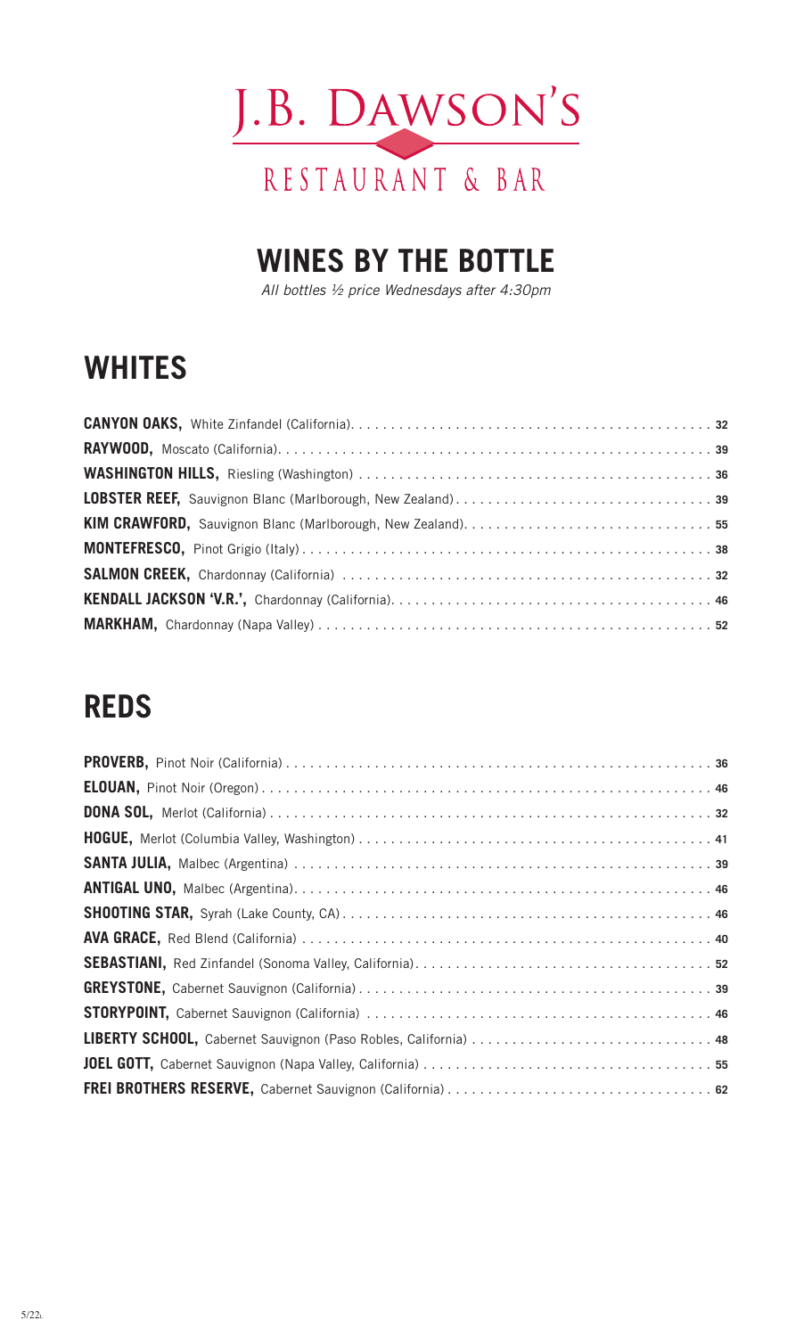# J.B. DAWSON'S

RESTAURANT & BAR

## WINES BY THE BOTTLE

*All bottles ½ price Wednesdays after 4:30pm*

## WHITES

**CANYON OAKS,** White Zinfandel (California) . . . . . . . . . . 32

**RAYWOOD,** Moscato (California) . . . . . . . . . . 39

**WASHINGTON HILLS,** Riesling (Washington) . . . . . . . . . . 36

**LOBSTER REEF,** Sauvignon Blanc (Marlborough, New Zealand) . . . . . . . . . . 39

**KIM CRAWFORD,** Sauvignon Blanc (Marlborough, New Zealand) . . . . . . . . . . 55

**MONTEFRESCO,** Pinot Grigio (Italy) . . . . . . . . . . 38

**SALMON CREEK,** Chardonnay (California) . . . . . . . . . . 32

**KENDALL JACKSON 'V.R.',** Chardonnay (California) . . . . . . . . . . 46

**MARKHAM,** Chardonnay (Napa Valley) . . . . . . . . . . 52

## REDS

**PROVERB,** Pinot Noir (California) . . . . . . . . . . 36

**ELOUAN,** Pinot Noir (Oregon) . . . . . . . . . . 46

**DONA SOL,** Merlot (California) . . . . . . . . . . 32

**HOGUE,** Merlot (Columbia Valley, Washington) . . . . . . . . . . 41

**SANTA JULIA,** Malbec (Argentina) . . . . . . . . . . 39

**ANTIGAL UNO,** Malbec (Argentina) . . . . . . . . . . 46

**SHOOTING STAR,** Syrah (Lake County, CA) . . . . . . . . . . 46

**AVA GRACE,** Red Blend (California) . . . . . . . . . . 40

**SEBASTIANI,** Red Zinfandel (Sonoma Valley, California) . . . . . . . . . . 52

**GREYSTONE,** Cabernet Sauvignon (California) . . . . . . . . . . 39

**STORYPOINT,** Cabernet Sauvignon (California) . . . . . . . . . . 46

**LIBERTY SCHOOL,** Cabernet Sauvignon (Paso Robles, California) . . . . . . . . . . 48

**JOEL GOTT,** Cabernet Sauvignon (Napa Valley, California) . . . . . . . . . . 55

**FREI BROTHERS RESERVE,** Cabernet Sauvignon (California) . . . . . . . . . . 62